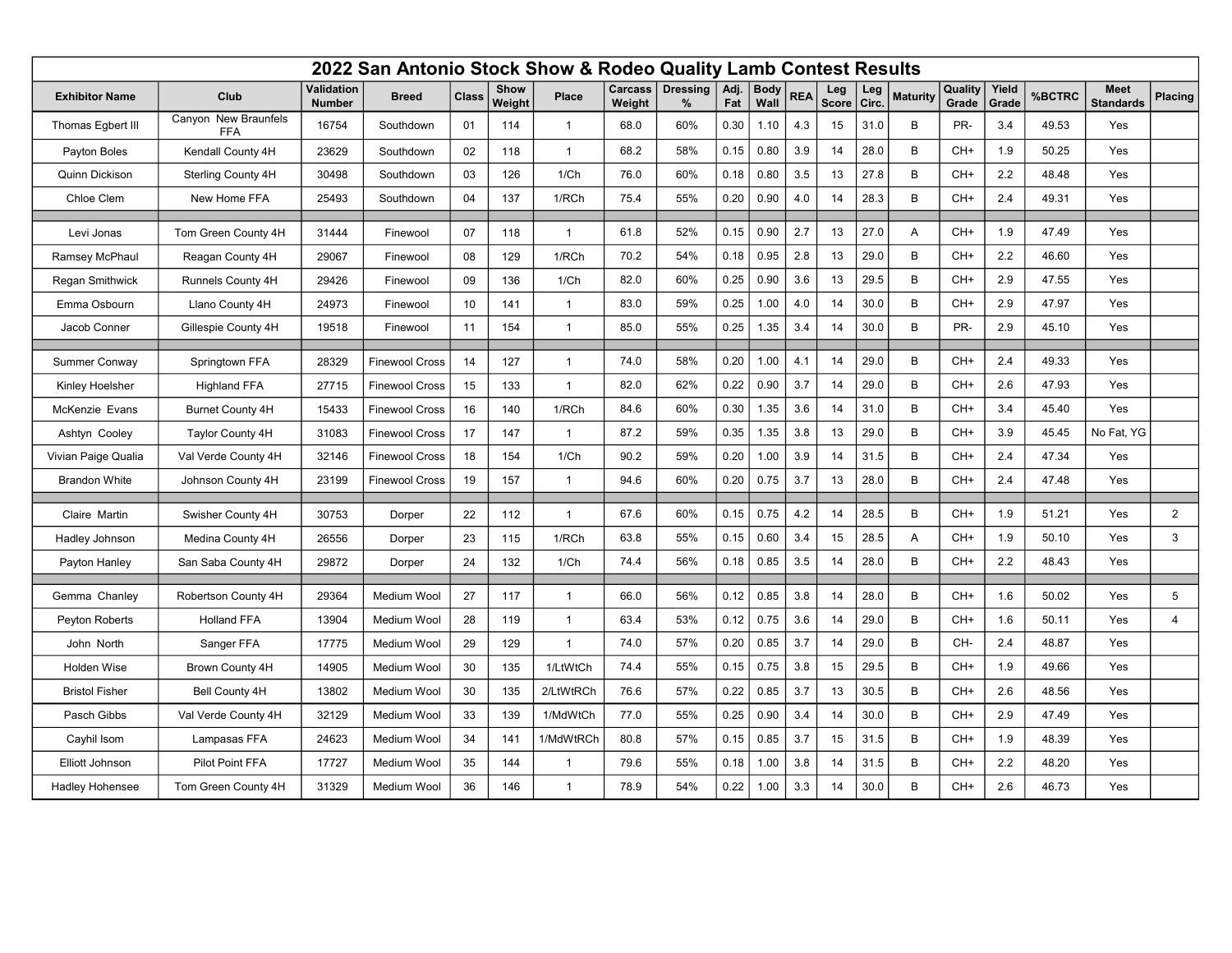# 2022 San Antonio Stock Show & Rodeo Quality Lamb Contest Results

| Exhibitor Name | Club | Validation Number | Breed | Class | Show Weight | Place | Carcass Weight | Dressing % | Adj. Fat | Body Wall | REA | Leg Score | Leg Circ. | Maturity | Quality Grade | Yield Grade | %BCTRC | Meet Standards | Placing |
|---|---|---|---|---|---|---|---|---|---|---|---|---|---|---|---|---|---|---|---|
| Thomas Egbert III | Canyon New Braunfels FFA | 16754 | Southdown | 01 | 114 | 1 | 68.0 | 60% | 0.30 | 1.10 | 4.3 | 15 | 31.0 | B | PR- | 3.4 | 49.53 | Yes | |
| Payton Boles | Kendall County 4H | 23629 | Southdown | 02 | 118 | 1 | 68.2 | 58% | 0.15 | 0.80 | 3.9 | 14 | 28.0 | B | CH+ | 1.9 | 50.25 | Yes | |
| Quinn Dickison | Sterling County 4H | 30498 | Southdown | 03 | 126 | 1/Ch | 76.0 | 60% | 0.18 | 0.80 | 3.5 | 13 | 27.8 | B | CH+ | 2.2 | 48.48 | Yes | |
| Chloe Clem | New Home FFA | 25493 | Southdown | 04 | 137 | 1/RCh | 75.4 | 55% | 0.20 | 0.90 | 4.0 | 14 | 28.3 | B | CH+ | 2.4 | 49.31 | Yes | |
| | | | | | | | | | | | | | | | | | | | |
| Levi Jonas | Tom Green County 4H | 31444 | Finewool | 07 | 118 | 1 | 61.8 | 52% | 0.15 | 0.90 | 2.7 | 13 | 27.0 | A | CH+ | 1.9 | 47.49 | Yes | |
| Ramsey McPhaul | Reagan County 4H | 29067 | Finewool | 08 | 129 | 1/RCh | 70.2 | 54% | 0.18 | 0.95 | 2.8 | 13 | 29.0 | B | CH+ | 2.2 | 46.60 | Yes | |
| Regan Smithwick | Runnels County 4H | 29426 | Finewool | 09 | 136 | 1/Ch | 82.0 | 60% | 0.25 | 0.90 | 3.6 | 13 | 29.5 | B | CH+ | 2.9 | 47.55 | Yes | |
| Emma Osbourn | Llano County 4H | 24973 | Finewool | 10 | 141 | 1 | 83.0 | 59% | 0.25 | 1.00 | 4.0 | 14 | 30.0 | B | CH+ | 2.9 | 47.97 | Yes | |
| Jacob Conner | Gillespie County 4H | 19518 | Finewool | 11 | 154 | 1 | 85.0 | 55% | 0.25 | 1.35 | 3.4 | 14 | 30.0 | B | PR- | 2.9 | 45.10 | Yes | |
| | | | | | | | | | | | | | | | | | | | |
| Summer Conway | Springtown FFA | 28329 | Finewool Cross | 14 | 127 | 1 | 74.0 | 58% | 0.20 | 1.00 | 4.1 | 14 | 29.0 | B | CH+ | 2.4 | 49.33 | Yes | |
| Kinley Hoelsher | Highland FFA | 27715 | Finewool Cross | 15 | 133 | 1 | 82.0 | 62% | 0.22 | 0.90 | 3.7 | 14 | 29.0 | B | CH+ | 2.6 | 47.93 | Yes | |
| McKenzie Evans | Burnet County 4H | 15433 | Finewool Cross | 16 | 140 | 1/RCh | 84.6 | 60% | 0.30 | 1.35 | 3.6 | 14 | 31.0 | B | CH+ | 3.4 | 45.40 | Yes | |
| Ashtyn Cooley | Taylor County 4H | 31083 | Finewool Cross | 17 | 147 | 1 | 87.2 | 59% | 0.35 | 1.35 | 3.8 | 13 | 29.0 | B | CH+ | 3.9 | 45.45 | No Fat, YG | |
| Vivian Paige Qualia | Val Verde County 4H | 32146 | Finewool Cross | 18 | 154 | 1/Ch | 90.2 | 59% | 0.20 | 1.00 | 3.9 | 14 | 31.5 | B | CH+ | 2.4 | 47.34 | Yes | |
| Brandon White | Johnson County 4H | 23199 | Finewool Cross | 19 | 157 | 1 | 94.6 | 60% | 0.20 | 0.75 | 3.7 | 13 | 28.0 | B | CH+ | 2.4 | 47.48 | Yes | |
| | | | | | | | | | | | | | | | | | | | |
| Claire Martin | Swisher County 4H | 30753 | Dorper | 22 | 112 | 1 | 67.6 | 60% | 0.15 | 0.75 | 4.2 | 14 | 28.5 | B | CH+ | 1.9 | 51.21 | Yes | 2 |
| Hadley Johnson | Medina County 4H | 26556 | Dorper | 23 | 115 | 1/RCh | 63.8 | 55% | 0.15 | 0.60 | 3.4 | 15 | 28.5 | A | CH+ | 1.9 | 50.10 | Yes | 3 |
| Payton Hanley | San Saba County 4H | 29872 | Dorper | 24 | 132 | 1/Ch | 74.4 | 56% | 0.18 | 0.85 | 3.5 | 14 | 28.0 | B | CH+ | 2.2 | 48.43 | Yes | |
| | | | | | | | | | | | | | | | | | | | |
| Gemma Chanley | Robertson County 4H | 29364 | Medium Wool | 27 | 117 | 1 | 66.0 | 56% | 0.12 | 0.85 | 3.8 | 14 | 28.0 | B | CH+ | 1.6 | 50.02 | Yes | 5 |
| Peyton Roberts | Holland FFA | 13904 | Medium Wool | 28 | 119 | 1 | 63.4 | 53% | 0.12 | 0.75 | 3.6 | 14 | 29.0 | B | CH+ | 1.6 | 50.11 | Yes | 4 |
| John North | Sanger FFA | 17775 | Medium Wool | 29 | 129 | 1 | 74.0 | 57% | 0.20 | 0.85 | 3.7 | 14 | 29.0 | B | CH- | 2.4 | 48.87 | Yes | |
| Holden Wise | Brown County 4H | 14905 | Medium Wool | 30 | 135 | 1/LtWtCh | 74.4 | 55% | 0.15 | 0.75 | 3.8 | 15 | 29.5 | B | CH+ | 1.9 | 49.66 | Yes | |
| Bristol Fisher | Bell County 4H | 13802 | Medium Wool | 30 | 135 | 2/LtWtRCh | 76.6 | 57% | 0.22 | 0.85 | 3.7 | 13 | 30.5 | B | CH+ | 2.6 | 48.56 | Yes | |
| Pasch Gibbs | Val Verde County 4H | 32129 | Medium Wool | 33 | 139 | 1/MdWtCh | 77.0 | 55% | 0.25 | 0.90 | 3.4 | 14 | 30.0 | B | CH+ | 2.9 | 47.49 | Yes | |
| Cayhil Isom | Lampasas FFA | 24623 | Medium Wool | 34 | 141 | 1/MdWtRCh | 80.8 | 57% | 0.15 | 0.85 | 3.7 | 15 | 31.5 | B | CH+ | 1.9 | 48.39 | Yes | |
| Elliott Johnson | Pilot Point FFA | 17727 | Medium Wool | 35 | 144 | 1 | 79.6 | 55% | 0.18 | 1.00 | 3.8 | 14 | 31.5 | B | CH+ | 2.2 | 48.20 | Yes | |
| Hadley Hohensee | Tom Green County 4H | 31329 | Medium Wool | 36 | 146 | 1 | 78.9 | 54% | 0.22 | 1.00 | 3.3 | 14 | 30.0 | B | CH+ | 2.6 | 46.73 | Yes | |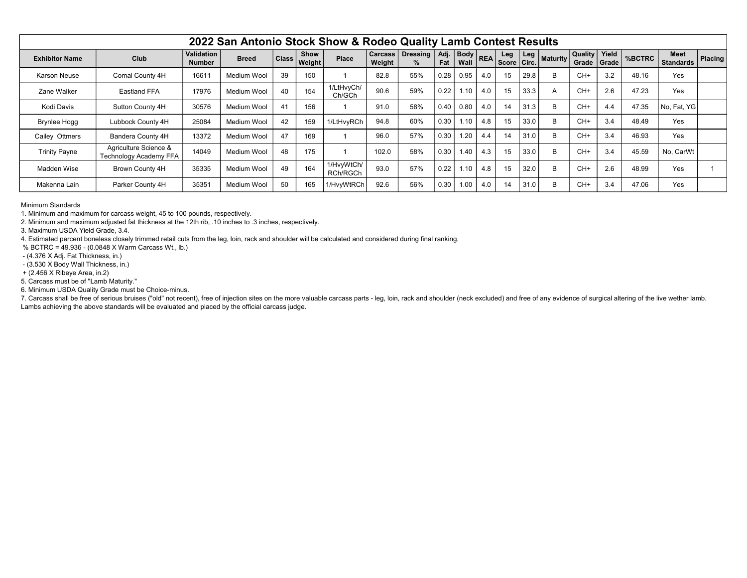# 2022 San Antonio Stock Show & Rodeo Quality Lamb Contest Results

| Exhibitor Name | Club | Validation Number | Breed | Class | Show Weight | Place | Carcass Weight | Dressing % | Adj. Fat | Body Wall | REA | Leg Score | Leg Circ. | Maturity | Quality Grade | Yield Grade | %BCTRC | Meet Standards | Placing |
|---|---|---|---|---|---|---|---|---|---|---|---|---|---|---|---|---|---|---|---|
| Karson Neuse | Comal County 4H | 16611 | Medium Wool | 39 | 150 | 1 | 82.8 | 55% | 0.28 | 0.95 | 4.0 | 15 | 29.8 | B | CH+ | 3.2 | 48.16 | Yes | |
| Zane Walker | Eastland FFA | 17976 | Medium Wool | 40 | 154 | 1/LtHvyCh/ Ch/GCh | 90.6 | 59% | 0.22 | 1.10 | 4.0 | 15 | 33.3 | A | CH+ | 2.6 | 47.23 | Yes | |
| Kodi Davis | Sutton County 4H | 30576 | Medium Wool | 41 | 156 | 1 | 91.0 | 58% | 0.40 | 0.80 | 4.0 | 14 | 31.3 | B | CH+ | 4.4 | 47.35 | No, Fat, YG | |
| Brynlee Hogg | Lubbock County 4H | 25084 | Medium Wool | 42 | 159 | 1/LtHvyRCh | 94.8 | 60% | 0.30 | 1.10 | 4.8 | 15 | 33.0 | B | CH+ | 3.4 | 48.49 | Yes | |
| Cailey Ottmers | Bandera County 4H | 13372 | Medium Wool | 47 | 169 | 1 | 96.0 | 57% | 0.30 | 1.20 | 4.4 | 14 | 31.0 | B | CH+ | 3.4 | 46.93 | Yes | |
| Trinity Payne | Agriculture Science & Technology Academy FFA | 14049 | Medium Wool | 48 | 175 | 1 | 102.0 | 58% | 0.30 | 1.40 | 4.3 | 15 | 33.0 | B | CH+ | 3.4 | 45.59 | No, CarWt | |
| Madden Wise | Brown County 4H | 35335 | Medium Wool | 49 | 164 | 1/HvyWtCh/ RCh/RGCh | 93.0 | 57% | 0.22 | 1.10 | 4.8 | 15 | 32.0 | B | CH+ | 2.6 | 48.99 | Yes | 1 |
| Makenna Lain | Parker County 4H | 35351 | Medium Wool | 50 | 165 | 1/HvyWtRCh | 92.6 | 56% | 0.30 | 1.00 | 4.0 | 14 | 31.0 | B | CH+ | 3.4 | 47.06 | Yes | |

Minimum Standards

1. Minimum and maximum for carcass weight, 45 to 100 pounds, respectively.
2. Minimum and maximum adjusted fat thickness at the 12th rib, .10 inches to .3 inches, respectively.
3. Maximum USDA Yield Grade, 3.4.
4. Estimated percent boneless closely trimmed retail cuts from the leg, loin, rack and shoulder will be calculated and considered during final ranking.
 % BCTRC = 49.936 - (0.0848 X Warm Carcass Wt., lb.)
 - (4.376 X Adj. Fat Thickness, in.)
 - (3.530 X Body Wall Thickness, in.)
 + (2.456 X Ribeye Area, in.2)
5. Carcass must be of "Lamb Maturity."
6. Minimum USDA Quality Grade must be Choice-minus.
7. Carcass shall be free of serious bruises ("old" not recent), free of injection sites on the more valuable carcass parts - leg, loin, rack and shoulder (neck excluded) and free of any evidence of surgical altering of the live wether lamb.

Lambs achieving the above standards will be evaluated and placed by the official carcass judge.